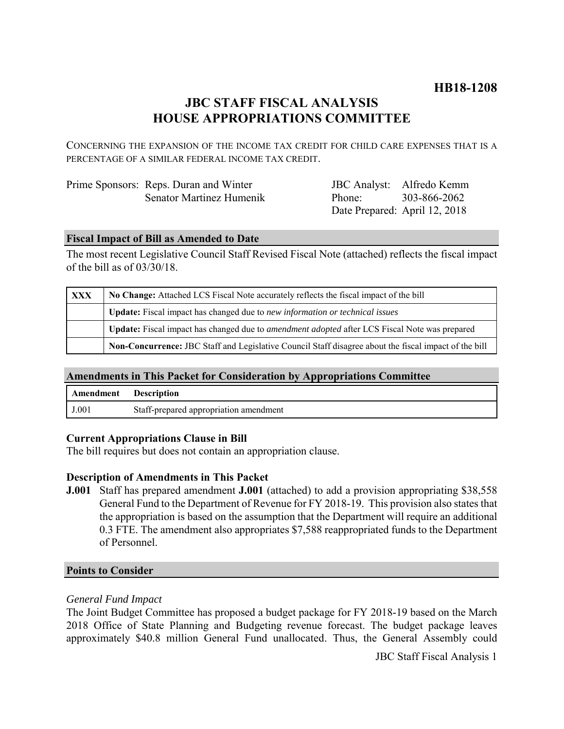# HB18-1208

## JBC STAFF FISCAL ANALYSIS
## HOUSE APPROPRIATIONS COMMITTEE

CONCERNING THE EXPANSION OF THE INCOME TAX CREDIT FOR CHILD CARE EXPENSES THAT IS A PERCENTAGE OF A SIMILAR FEDERAL INCOME TAX CREDIT.

Prime Sponsors: Reps. Duran and Winter
Senator Martinez Humenik

JBC Analyst: Alfredo Kemm
Phone: 303-866-2062
Date Prepared: April 12, 2018

### Fiscal Impact of Bill as Amended to Date

The most recent Legislative Council Staff Revised Fiscal Note (attached) reflects the fiscal impact of the bill as of 03/30/18.

| | |
|---|---|
| XXX | **No Change:** Attached LCS Fiscal Note accurately reflects the fiscal impact of the bill |
| | **Update:** Fiscal impact has changed due to *new information or technical issues* |
| | **Update:** Fiscal impact has changed due to *amendment adopted* after LCS Fiscal Note was prepared |
| | **Non-Concurrence:** JBC Staff and Legislative Council Staff disagree about the fiscal impact of the bill |

### Amendments in This Packet for Consideration by Appropriations Committee

| Amendment | Description |
|---|---|
| J.001 | Staff-prepared appropriation amendment |

#### Current Appropriations Clause in Bill

The bill requires but does not contain an appropriation clause.

#### Description of Amendments in This Packet

**J.001** Staff has prepared amendment **J.001** (attached) to add a provision appropriating $38,558 General Fund to the Department of Revenue for FY 2018-19. This provision also states that the appropriation is based on the assumption that the Department will require an additional 0.3 FTE. The amendment also appropriates $7,588 reappropriated funds to the Department of Personnel.

### Points to Consider

*General Fund Impact*

The Joint Budget Committee has proposed a budget package for FY 2018-19 based on the March 2018 Office of State Planning and Budgeting revenue forecast. The budget package leaves approximately $40.8 million General Fund unallocated. Thus, the General Assembly could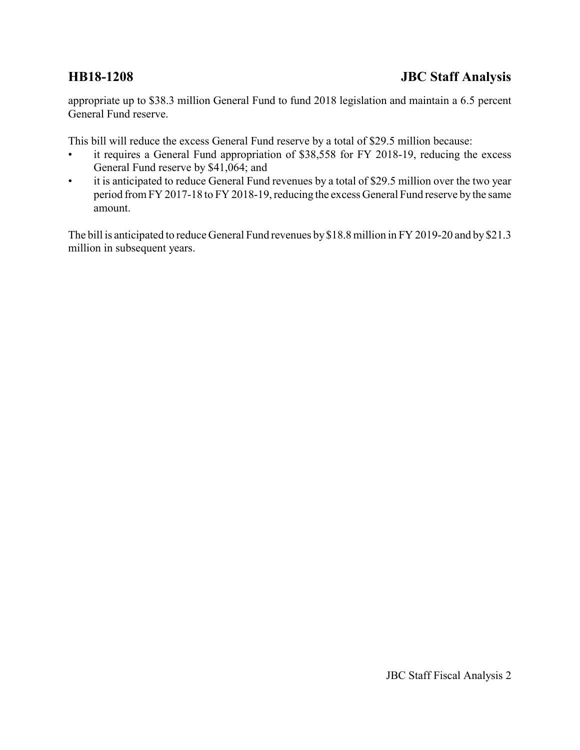appropriate up to $38.3 million General Fund to fund 2018 legislation and maintain a 6.5 percent General Fund reserve.

This bill will reduce the excess General Fund reserve by a total of $29.5 million because:

- it requires a General Fund appropriation of $38,558 for FY 2018-19, reducing the excess General Fund reserve by $41,064; and
- it is anticipated to reduce General Fund revenues by a total of $29.5 million over the two year period from FY 2017-18 to FY 2018-19, reducing the excess General Fund reserve by the same amount.

The bill is anticipated to reduce General Fund revenues by $18.8 million in FY 2019-20 and by $21.3 million in subsequent years.